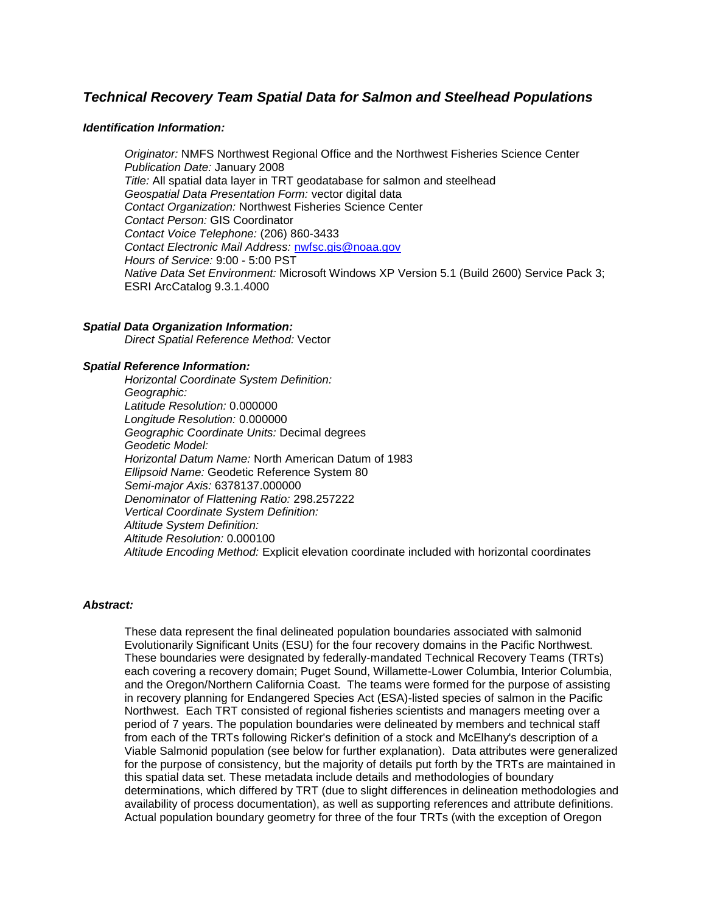## *Technical Recovery Team Spatial Data for Salmon and Steelhead Populations*

### *Identification Information:*

*Originator:* NMFS Northwest Regional Office and the Northwest Fisheries Science Center
*Publication Date:* January 2008
*Title:* All spatial data layer in TRT geodatabase for salmon and steelhead
*Geospatial Data Presentation Form:* vector digital data
*Contact Organization:* Northwest Fisheries Science Center
*Contact Person:* GIS Coordinator
*Contact Voice Telephone:* (206) 860-3433
*Contact Electronic Mail Address:* nwfsc.gis@noaa.gov
*Hours of Service:* 9:00 - 5:00 PST
*Native Data Set Environment:* Microsoft Windows XP Version 5.1 (Build 2600) Service Pack 3; ESRI ArcCatalog 9.3.1.4000

### *Spatial Data Organization Information:*

*Direct Spatial Reference Method:* Vector

### *Spatial Reference Information:*

*Horizontal Coordinate System Definition:*
*Geographic:*
*Latitude Resolution:* 0.000000
*Longitude Resolution:* 0.000000
*Geographic Coordinate Units:* Decimal degrees
*Geodetic Model:*
*Horizontal Datum Name:* North American Datum of 1983
*Ellipsoid Name:* Geodetic Reference System 80
*Semi-major Axis:* 6378137.000000
*Denominator of Flattening Ratio:* 298.257222
*Vertical Coordinate System Definition:*
*Altitude System Definition:*
*Altitude Resolution:* 0.000100
*Altitude Encoding Method:* Explicit elevation coordinate included with horizontal coordinates

### *Abstract:*

These data represent the final delineated population boundaries associated with salmonid Evolutionarily Significant Units (ESU) for the four recovery domains in the Pacific Northwest. These boundaries were designated by federally-mandated Technical Recovery Teams (TRTs) each covering a recovery domain; Puget Sound, Willamette-Lower Columbia, Interior Columbia, and the Oregon/Northern California Coast. The teams were formed for the purpose of assisting in recovery planning for Endangered Species Act (ESA)-listed species of salmon in the Pacific Northwest. Each TRT consisted of regional fisheries scientists and managers meeting over a period of 7 years. The population boundaries were delineated by members and technical staff from each of the TRTs following Ricker's definition of a stock and McElhany's description of a Viable Salmonid population (see below for further explanation). Data attributes were generalized for the purpose of consistency, but the majority of details put forth by the TRTs are maintained in this spatial data set. These metadata include details and methodologies of boundary determinations, which differed by TRT (due to slight differences in delineation methodologies and availability of process documentation), as well as supporting references and attribute definitions. Actual population boundary geometry for three of the four TRTs (with the exception of Oregon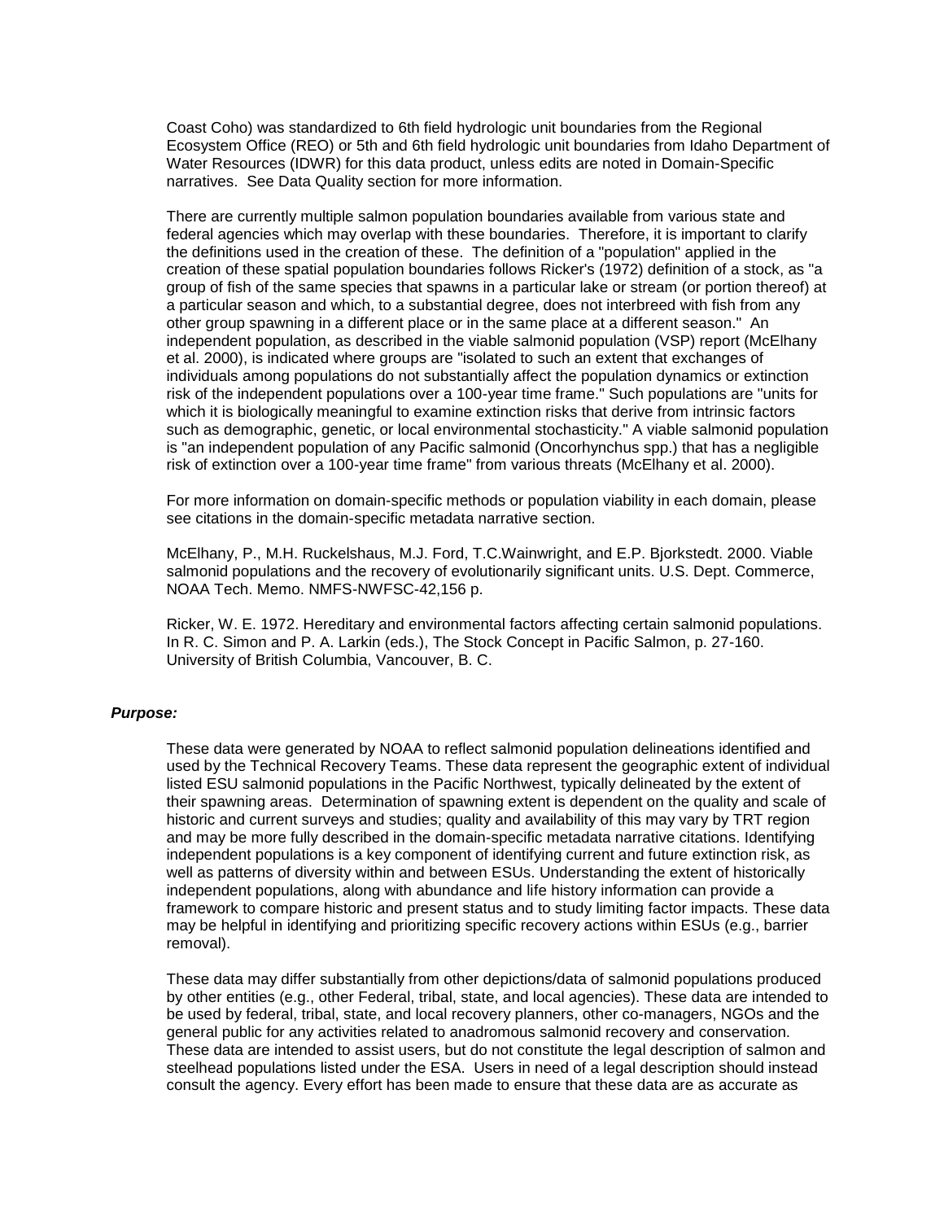Coast Coho) was standardized to 6th field hydrologic unit boundaries from the Regional Ecosystem Office (REO) or 5th and 6th field hydrologic unit boundaries from Idaho Department of Water Resources (IDWR) for this data product, unless edits are noted in Domain-Specific narratives. See Data Quality section for more information.

There are currently multiple salmon population boundaries available from various state and federal agencies which may overlap with these boundaries. Therefore, it is important to clarify the definitions used in the creation of these. The definition of a "population" applied in the creation of these spatial population boundaries follows Ricker's (1972) definition of a stock, as "a group of fish of the same species that spawns in a particular lake or stream (or portion thereof) at a particular season and which, to a substantial degree, does not interbreed with fish from any other group spawning in a different place or in the same place at a different season." An independent population, as described in the viable salmonid population (VSP) report (McElhany et al. 2000), is indicated where groups are "isolated to such an extent that exchanges of individuals among populations do not substantially affect the population dynamics or extinction risk of the independent populations over a 100-year time frame." Such populations are "units for which it is biologically meaningful to examine extinction risks that derive from intrinsic factors such as demographic, genetic, or local environmental stochasticity." A viable salmonid population is "an independent population of any Pacific salmonid (Oncorhynchus spp.) that has a negligible risk of extinction over a 100-year time frame" from various threats (McElhany et al. 2000).

For more information on domain-specific methods or population viability in each domain, please see citations in the domain-specific metadata narrative section.

McElhany, P., M.H. Ruckelshaus, M.J. Ford, T.C.Wainwright, and E.P. Bjorkstedt. 2000. Viable salmonid populations and the recovery of evolutionarily significant units. U.S. Dept. Commerce, NOAA Tech. Memo. NMFS-NWFSC-42,156 p.

Ricker, W. E. 1972. Hereditary and environmental factors affecting certain salmonid populations. In R. C. Simon and P. A. Larkin (eds.), The Stock Concept in Pacific Salmon, p. 27-160. University of British Columbia, Vancouver, B. C.

***Purpose:***

These data were generated by NOAA to reflect salmonid population delineations identified and used by the Technical Recovery Teams. These data represent the geographic extent of individual listed ESU salmonid populations in the Pacific Northwest, typically delineated by the extent of their spawning areas. Determination of spawning extent is dependent on the quality and scale of historic and current surveys and studies; quality and availability of this may vary by TRT region and may be more fully described in the domain-specific metadata narrative citations. Identifying independent populations is a key component of identifying current and future extinction risk, as well as patterns of diversity within and between ESUs. Understanding the extent of historically independent populations, along with abundance and life history information can provide a framework to compare historic and present status and to study limiting factor impacts. These data may be helpful in identifying and prioritizing specific recovery actions within ESUs (e.g., barrier removal).

These data may differ substantially from other depictions/data of salmonid populations produced by other entities (e.g., other Federal, tribal, state, and local agencies). These data are intended to be used by federal, tribal, state, and local recovery planners, other co-managers, NGOs and the general public for any activities related to anadromous salmonid recovery and conservation. These data are intended to assist users, but do not constitute the legal description of salmon and steelhead populations listed under the ESA. Users in need of a legal description should instead consult the agency. Every effort has been made to ensure that these data are as accurate as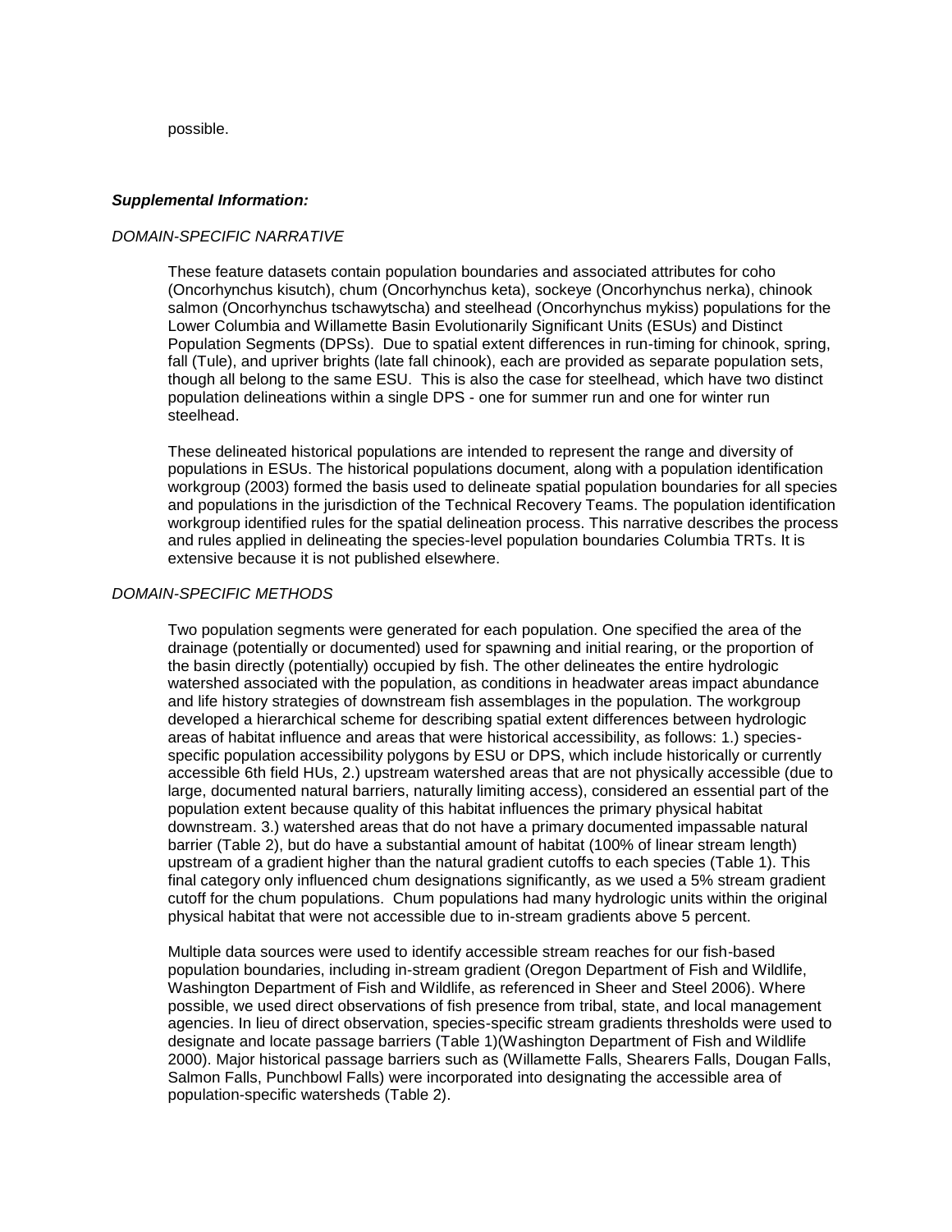possible.

***Supplemental Information:***

*DOMAIN-SPECIFIC NARRATIVE*

These feature datasets contain population boundaries and associated attributes for coho (Oncorhynchus kisutch), chum (Oncorhynchus keta), sockeye (Oncorhynchus nerka), chinook salmon (Oncorhynchus tschawytscha) and steelhead (Oncorhynchus mykiss) populations for the Lower Columbia and Willamette Basin Evolutionarily Significant Units (ESUs) and Distinct Population Segments (DPSs). Due to spatial extent differences in run-timing for chinook, spring, fall (Tule), and upriver brights (late fall chinook), each are provided as separate population sets, though all belong to the same ESU. This is also the case for steelhead, which have two distinct population delineations within a single DPS - one for summer run and one for winter run steelhead.

These delineated historical populations are intended to represent the range and diversity of populations in ESUs. The historical populations document, along with a population identification workgroup (2003) formed the basis used to delineate spatial population boundaries for all species and populations in the jurisdiction of the Technical Recovery Teams. The population identification workgroup identified rules for the spatial delineation process. This narrative describes the process and rules applied in delineating the species-level population boundaries Columbia TRTs. It is extensive because it is not published elsewhere.

*DOMAIN-SPECIFIC METHODS*

Two population segments were generated for each population. One specified the area of the drainage (potentially or documented) used for spawning and initial rearing, or the proportion of the basin directly (potentially) occupied by fish. The other delineates the entire hydrologic watershed associated with the population, as conditions in headwater areas impact abundance and life history strategies of downstream fish assemblages in the population. The workgroup developed a hierarchical scheme for describing spatial extent differences between hydrologic areas of habitat influence and areas that were historical accessibility, as follows: 1.) species-specific population accessibility polygons by ESU or DPS, which include historically or currently accessible 6th field HUs, 2.) upstream watershed areas that are not physically accessible (due to large, documented natural barriers, naturally limiting access), considered an essential part of the population extent because quality of this habitat influences the primary physical habitat downstream. 3.) watershed areas that do not have a primary documented impassable natural barrier (Table 2), but do have a substantial amount of habitat (100% of linear stream length) upstream of a gradient higher than the natural gradient cutoffs to each species (Table 1). This final category only influenced chum designations significantly, as we used a 5% stream gradient cutoff for the chum populations. Chum populations had many hydrologic units within the original physical habitat that were not accessible due to in-stream gradients above 5 percent.

Multiple data sources were used to identify accessible stream reaches for our fish-based population boundaries, including in-stream gradient (Oregon Department of Fish and Wildlife, Washington Department of Fish and Wildlife, as referenced in Sheer and Steel 2006). Where possible, we used direct observations of fish presence from tribal, state, and local management agencies. In lieu of direct observation, species-specific stream gradients thresholds were used to designate and locate passage barriers (Table 1)(Washington Department of Fish and Wildlife 2000). Major historical passage barriers such as (Willamette Falls, Shearers Falls, Dougan Falls, Salmon Falls, Punchbowl Falls) were incorporated into designating the accessible area of population-specific watersheds (Table 2).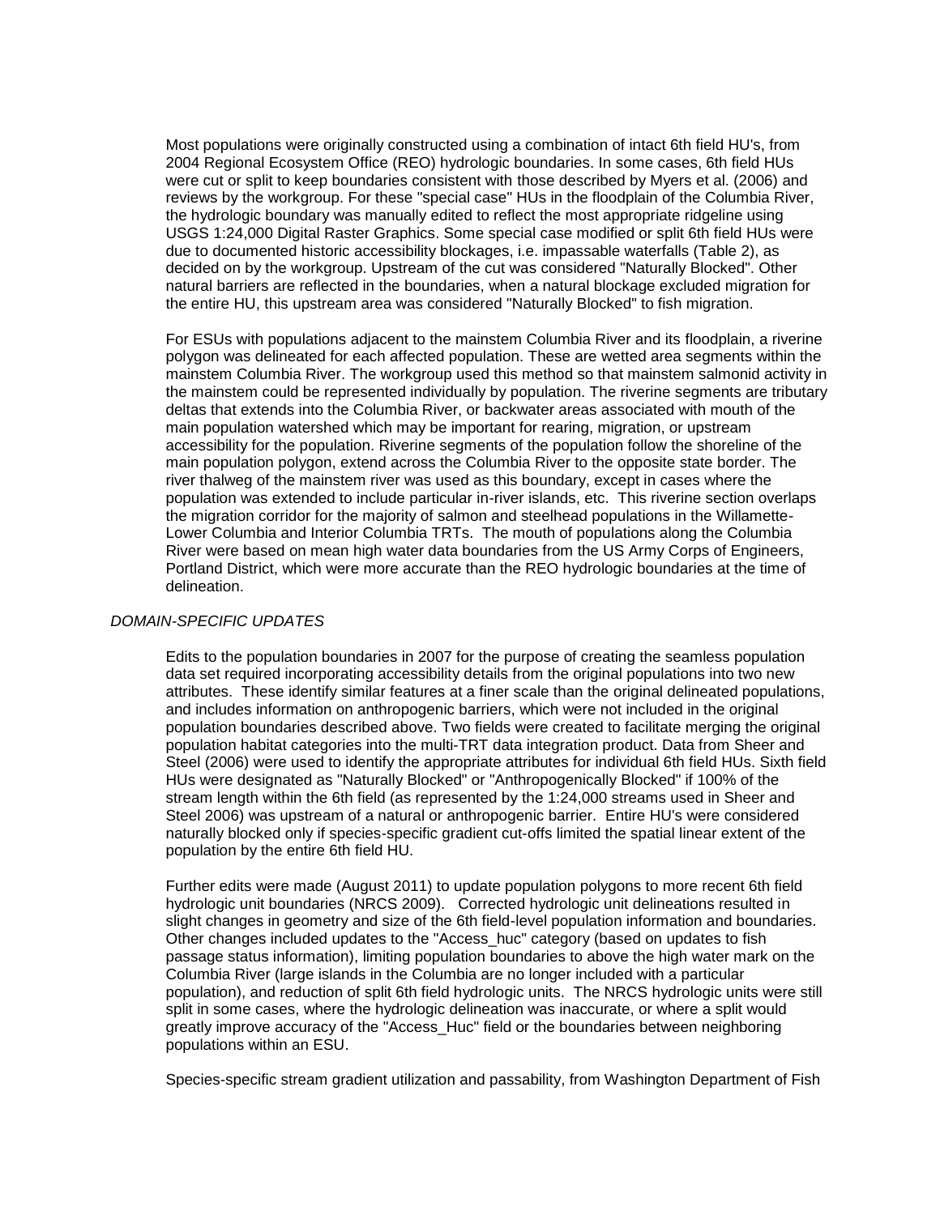Most populations were originally constructed using a combination of intact 6th field HU's, from 2004 Regional Ecosystem Office (REO) hydrologic boundaries. In some cases, 6th field HUs were cut or split to keep boundaries consistent with those described by Myers et al. (2006) and reviews by the workgroup. For these "special case" HUs in the floodplain of the Columbia River, the hydrologic boundary was manually edited to reflect the most appropriate ridgeline using USGS 1:24,000 Digital Raster Graphics. Some special case modified or split 6th field HUs were due to documented historic accessibility blockages, i.e. impassable waterfalls (Table 2), as decided on by the workgroup. Upstream of the cut was considered "Naturally Blocked". Other natural barriers are reflected in the boundaries, when a natural blockage excluded migration for the entire HU, this upstream area was considered "Naturally Blocked" to fish migration.

For ESUs with populations adjacent to the mainstem Columbia River and its floodplain, a riverine polygon was delineated for each affected population. These are wetted area segments within the mainstem Columbia River. The workgroup used this method so that mainstem salmonid activity in the mainstem could be represented individually by population. The riverine segments are tributary deltas that extends into the Columbia River, or backwater areas associated with mouth of the main population watershed which may be important for rearing, migration, or upstream accessibility for the population. Riverine segments of the population follow the shoreline of the main population polygon, extend across the Columbia River to the opposite state border. The river thalweg of the mainstem river was used as this boundary, except in cases where the population was extended to include particular in-river islands, etc. This riverine section overlaps the migration corridor for the majority of salmon and steelhead populations in the Willamette-Lower Columbia and Interior Columbia TRTs. The mouth of populations along the Columbia River were based on mean high water data boundaries from the US Army Corps of Engineers, Portland District, which were more accurate than the REO hydrologic boundaries at the time of delineation.

*DOMAIN-SPECIFIC UPDATES*

Edits to the population boundaries in 2007 for the purpose of creating the seamless population data set required incorporating accessibility details from the original populations into two new attributes. These identify similar features at a finer scale than the original delineated populations, and includes information on anthropogenic barriers, which were not included in the original population boundaries described above. Two fields were created to facilitate merging the original population habitat categories into the multi-TRT data integration product. Data from Sheer and Steel (2006) were used to identify the appropriate attributes for individual 6th field HUs. Sixth field HUs were designated as "Naturally Blocked" or "Anthropogenically Blocked" if 100% of the stream length within the 6th field (as represented by the 1:24,000 streams used in Sheer and Steel 2006) was upstream of a natural or anthropogenic barrier. Entire HU's were considered naturally blocked only if species-specific gradient cut-offs limited the spatial linear extent of the population by the entire 6th field HU.

Further edits were made (August 2011) to update population polygons to more recent 6th field hydrologic unit boundaries (NRCS 2009). Corrected hydrologic unit delineations resulted in slight changes in geometry and size of the 6th field-level population information and boundaries. Other changes included updates to the "Access_huc" category (based on updates to fish passage status information), limiting population boundaries to above the high water mark on the Columbia River (large islands in the Columbia are no longer included with a particular population), and reduction of split 6th field hydrologic units. The NRCS hydrologic units were still split in some cases, where the hydrologic delineation was inaccurate, or where a split would greatly improve accuracy of the "Access_Huc" field or the boundaries between neighboring populations within an ESU.

Species-specific stream gradient utilization and passability, from Washington Department of Fish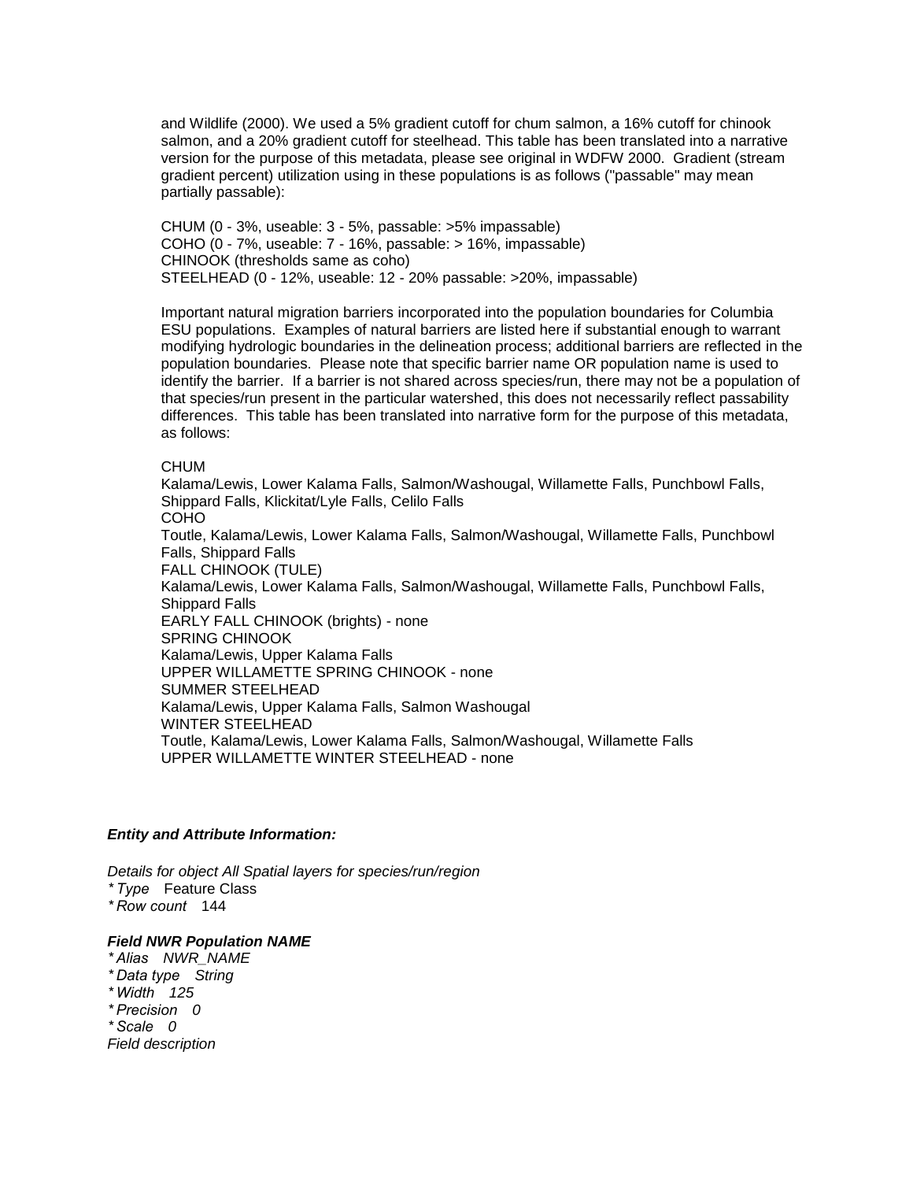and Wildlife (2000). We used a 5% gradient cutoff for chum salmon, a 16% cutoff for chinook salmon, and a 20% gradient cutoff for steelhead. This table has been translated into a narrative version for the purpose of this metadata, please see original in WDFW 2000. Gradient (stream gradient percent) utilization using in these populations is as follows ("passable" may mean partially passable):

CHUM (0 - 3%, useable: 3 - 5%, passable: >5% impassable)
COHO (0 - 7%, useable: 7 - 16%, passable: > 16%, impassable)
CHINOOK (thresholds same as coho)
STEELHEAD (0 - 12%, useable: 12 - 20% passable: >20%, impassable)

Important natural migration barriers incorporated into the population boundaries for Columbia ESU populations. Examples of natural barriers are listed here if substantial enough to warrant modifying hydrologic boundaries in the delineation process; additional barriers are reflected in the population boundaries. Please note that specific barrier name OR population name is used to identify the barrier. If a barrier is not shared across species/run, there may not be a population of that species/run present in the particular watershed, this does not necessarily reflect passability differences. This table has been translated into narrative form for the purpose of this metadata, as follows:

CHUM
Kalama/Lewis, Lower Kalama Falls, Salmon/Washougal, Willamette Falls, Punchbowl Falls, Shippard Falls, Klickitat/Lyle Falls, Celilo Falls
COHO
Toutle, Kalama/Lewis, Lower Kalama Falls, Salmon/Washougal, Willamette Falls, Punchbowl Falls, Shippard Falls
FALL CHINOOK (TULE)
Kalama/Lewis, Lower Kalama Falls, Salmon/Washougal, Willamette Falls, Punchbowl Falls, Shippard Falls
EARLY FALL CHINOOK (brights) - none
SPRING CHINOOK
Kalama/Lewis, Upper Kalama Falls
UPPER WILLAMETTE SPRING CHINOOK - none
SUMMER STEELHEAD
Kalama/Lewis, Upper Kalama Falls, Salmon Washougal
WINTER STEELHEAD
Toutle, Kalama/Lewis, Lower Kalama Falls, Salmon/Washougal, Willamette Falls
UPPER WILLAMETTE WINTER STEELHEAD - none

***Entity and Attribute Information:***

*Details for object All Spatial layers for species/run/region*
* *Type* Feature Class
* *Row count* 144

***Field NWR Population NAME***
* *Alias NWR_NAME*
* *Data type String*
* *Width 125*
* *Precision 0*
* *Scale 0*

*Field description*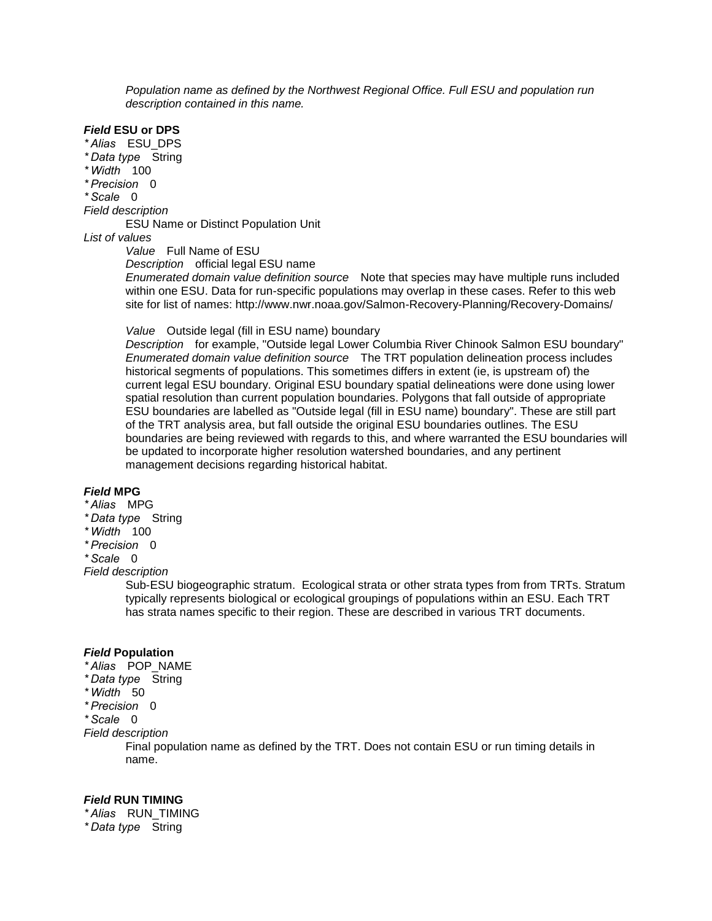*Population name as defined by the Northwest Regional Office. Full ESU and population run description contained in this name.*

***Field*** **ESU or DPS**

*\* Alias* ESU_DPS
*\* Data type* String
*\* Width* 100
*\* Precision* 0
*\* Scale* 0

*Field description*

ESU Name or Distinct Population Unit

*List of values*

*Value* Full Name of ESU
*Description* official legal ESU name
*Enumerated domain value definition source* Note that species may have multiple runs included within one ESU. Data for run-specific populations may overlap in these cases. Refer to this web site for list of names: http://www.nwr.noaa.gov/Salmon-Recovery-Planning/Recovery-Domains/

*Value* Outside legal (fill in ESU name) boundary
*Description* for example, "Outside legal Lower Columbia River Chinook Salmon ESU boundary"
*Enumerated domain value definition source* The TRT population delineation process includes historical segments of populations. This sometimes differs in extent (ie, is upstream of) the current legal ESU boundary. Original ESU boundary spatial delineations were done using lower spatial resolution than current population boundaries. Polygons that fall outside of appropriate ESU boundaries are labelled as "Outside legal (fill in ESU name) boundary". These are still part of the TRT analysis area, but fall outside the original ESU boundaries outlines. The ESU boundaries are being reviewed with regards to this, and where warranted the ESU boundaries will be updated to incorporate higher resolution watershed boundaries, and any pertinent management decisions regarding historical habitat.

***Field*** **MPG**

*\* Alias* MPG
*\* Data type* String
*\* Width* 100
*\* Precision* 0
*\* Scale* 0

*Field description*

Sub-ESU biogeographic stratum. Ecological strata or other strata types from from TRTs. Stratum typically represents biological or ecological groupings of populations within an ESU. Each TRT has strata names specific to their region. These are described in various TRT documents.

***Field*** **Population**

*\* Alias* POP_NAME
*\* Data type* String
*\* Width* 50
*\* Precision* 0
*\* Scale* 0

*Field description*

Final population name as defined by the TRT. Does not contain ESU or run timing details in name.

***Field*** **RUN TIMING**

*\* Alias* RUN_TIMING
*\* Data type* String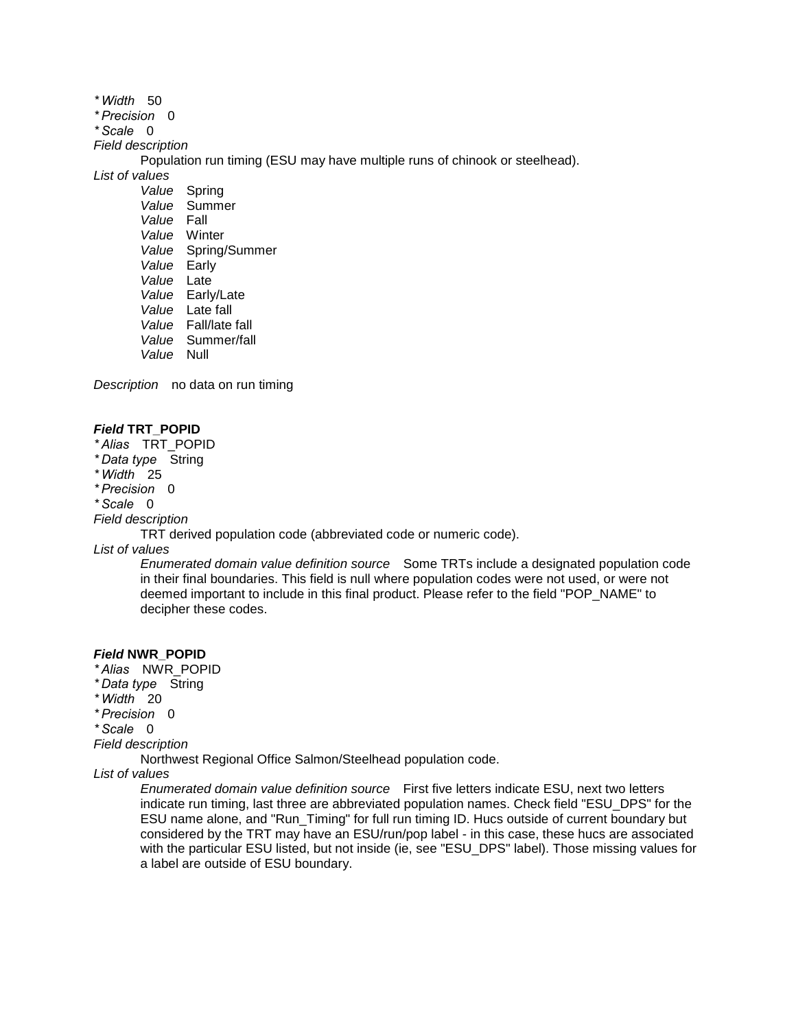*\* Width* 50
*\* Precision* 0
*\* Scale* 0
*Field description*

Population run timing (ESU may have multiple runs of chinook or steelhead).

*List of values*

*Value* Spring
*Value* Summer
*Value* Fall
*Value* Winter
*Value* Spring/Summer
*Value* Early
*Value* Late
*Value* Early/Late
*Value* Late fall
*Value* Fall/late fall
*Value* Summer/fall
*Value* Null

*Description* no data on run timing

***Field* TRT_POPID**

*\* Alias* TRT_POPID
*\* Data type* String
*\* Width* 25
*\* Precision* 0
*\* Scale* 0
*Field description*

TRT derived population code (abbreviated code or numeric code).

*List of values*

*Enumerated domain value definition source* Some TRTs include a designated population code in their final boundaries. This field is null where population codes were not used, or were not deemed important to include in this final product. Please refer to the field "POP_NAME" to decipher these codes.

***Field* NWR_POPID**

*\* Alias* NWR_POPID
*\* Data type* String
*\* Width* 20
*\* Precision* 0
*\* Scale* 0
*Field description*

Northwest Regional Office Salmon/Steelhead population code.

*List of values*

*Enumerated domain value definition source* First five letters indicate ESU, next two letters indicate run timing, last three are abbreviated population names. Check field "ESU_DPS" for the ESU name alone, and "Run_Timing" for full run timing ID. Hucs outside of current boundary but considered by the TRT may have an ESU/run/pop label - in this case, these hucs are associated with the particular ESU listed, but not inside (ie, see "ESU_DPS" label). Those missing values for a label are outside of ESU boundary.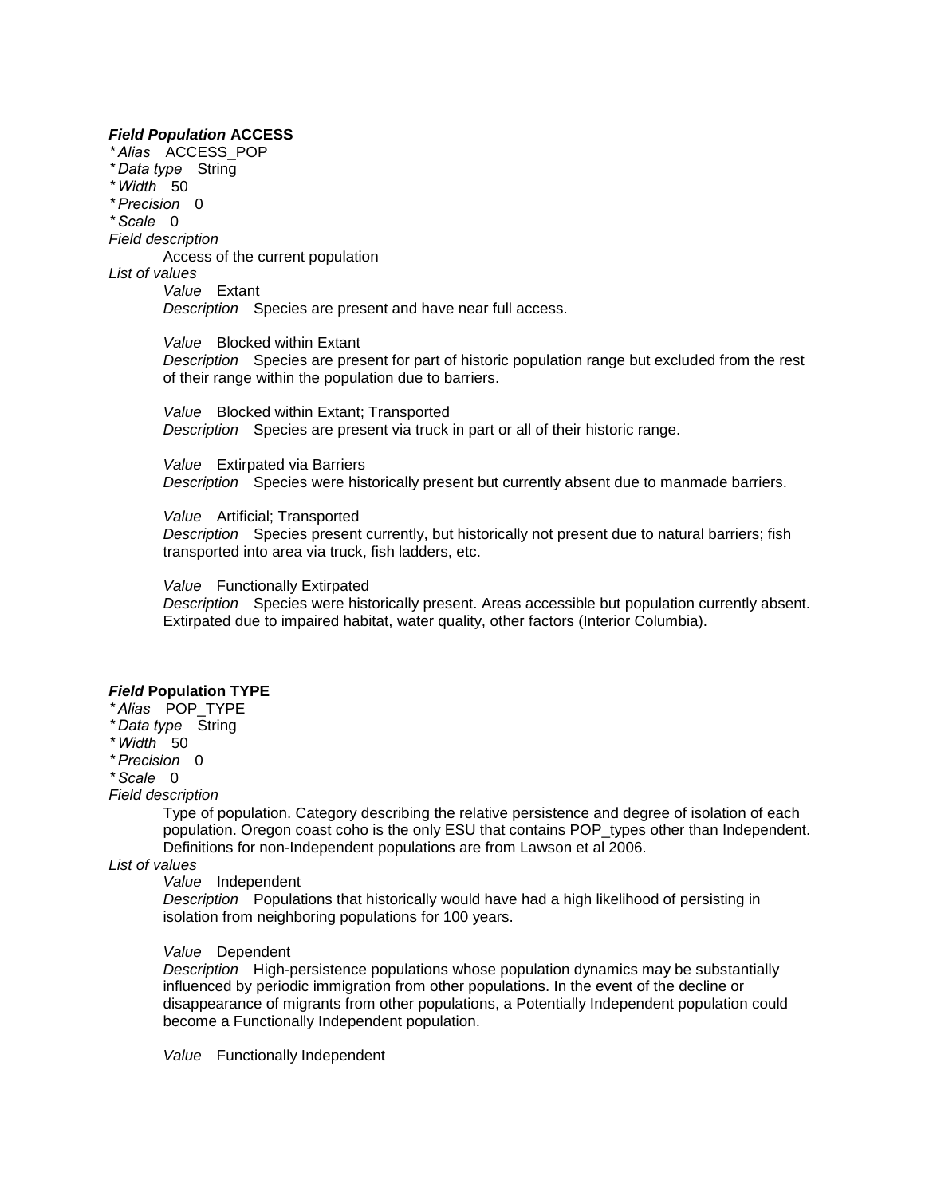**_Field Population_ ACCESS**

_* Alias_ ACCESS_POP
_* Data type_ String
_* Width_ 50
_* Precision_ 0
_* Scale_ 0

_Field description_

Access of the current population

_List of values_

_Value_ Extant
_Description_ Species are present and have near full access.

_Value_ Blocked within Extant
_Description_ Species are present for part of historic population range but excluded from the rest of their range within the population due to barriers.

_Value_ Blocked within Extant; Transported
_Description_ Species are present via truck in part or all of their historic range.

_Value_ Extirpated via Barriers
_Description_ Species were historically present but currently absent due to manmade barriers.

_Value_ Artificial; Transported
_Description_ Species present currently, but historically not present due to natural barriers; fish transported into area via truck, fish ladders, etc.

_Value_ Functionally Extirpated
_Description_ Species were historically present. Areas accessible but population currently absent. Extirpated due to impaired habitat, water quality, other factors (Interior Columbia).

**_Field_ Population TYPE**

_* Alias_ POP_TYPE
_* Data type_ String
_* Width_ 50
_* Precision_ 0
_* Scale_ 0

_Field description_

Type of population. Category describing the relative persistence and degree of isolation of each population. Oregon coast coho is the only ESU that contains POP_types other than Independent. Definitions for non-Independent populations are from Lawson et al 2006.

_List of values_

_Value_ Independent
_Description_ Populations that historically would have had a high likelihood of persisting in isolation from neighboring populations for 100 years.

_Value_ Dependent
_Description_ High-persistence populations whose population dynamics may be substantially influenced by periodic immigration from other populations. In the event of the decline or disappearance of migrants from other populations, a Potentially Independent population could become a Functionally Independent population.

_Value_ Functionally Independent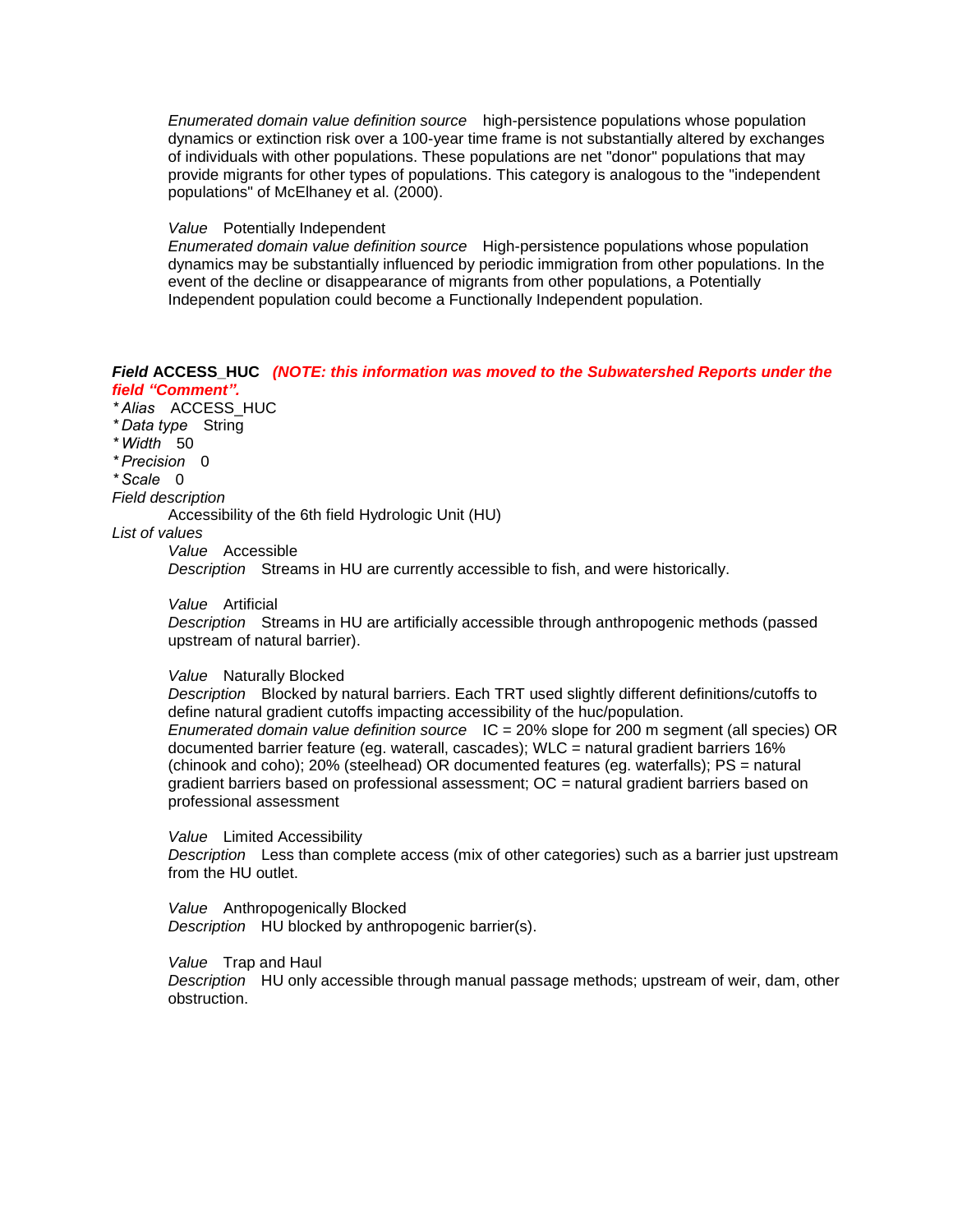*Enumerated domain value definition source* high-persistence populations whose population dynamics or extinction risk over a 100-year time frame is not substantially altered by exchanges of individuals with other populations. These populations are net "donor" populations that may provide migrants for other types of populations. This category is analogous to the "independent populations" of McElhaney et al. (2000).

*Value* Potentially Independent
*Enumerated domain value definition source* High-persistence populations whose population dynamics may be substantially influenced by periodic immigration from other populations. In the event of the decline or disappearance of migrants from other populations, a Potentially Independent population could become a Functionally Independent population.

***Field* ACCESS_HUC** ***(NOTE: this information was moved to the Subwatershed Reports under the field "Comment".***

*\* Alias* ACCESS_HUC
*\* Data type* String
*\* Width* 50
*\* Precision* 0
*\* Scale* 0
*Field description*
Accessibility of the 6th field Hydrologic Unit (HU)
*List of values*

*Value* Accessible
*Description* Streams in HU are currently accessible to fish, and were historically.

*Value* Artificial
*Description* Streams in HU are artificially accessible through anthropogenic methods (passed upstream of natural barrier).

*Value* Naturally Blocked
*Description* Blocked by natural barriers. Each TRT used slightly different definitions/cutoffs to define natural gradient cutoffs impacting accessibility of the huc/population.
*Enumerated domain value definition source* IC = 20% slope for 200 m segment (all species) OR documented barrier feature (eg. waterall, cascades); WLC = natural gradient barriers 16% (chinook and coho); 20% (steelhead) OR documented features (eg. waterfalls); PS = natural gradient barriers based on professional assessment; OC = natural gradient barriers based on professional assessment

*Value* Limited Accessibility
*Description* Less than complete access (mix of other categories) such as a barrier just upstream from the HU outlet.

*Value* Anthropogenically Blocked
*Description* HU blocked by anthropogenic barrier(s).

*Value* Trap and Haul
*Description* HU only accessible through manual passage methods; upstream of weir, dam, other obstruction.